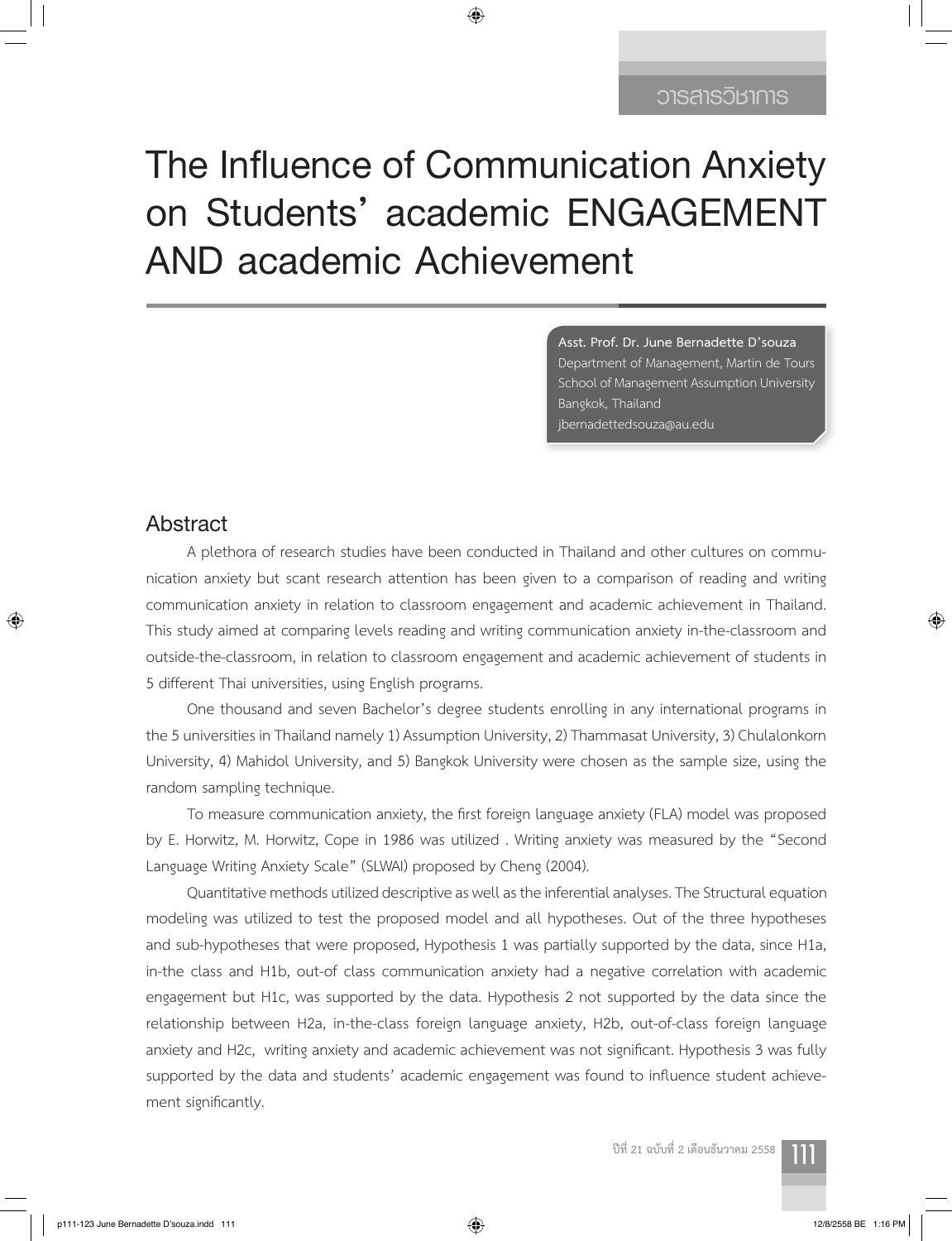# The Influence of Communication Anxiety on Students' academic ENGAGEMENT AND academic Achievement

**Asst. Prof. Dr. June Bernadette D'souza**
Department of Management, Martin de Tours School of Management Assumption University
Bangkok, Thailand
jbernadettedsouza@au.edu

## Abstract

A plethora of research studies have been conducted in Thailand and other cultures on communication anxiety but scant research attention has been given to a comparison of reading and writing communication anxiety in relation to classroom engagement and academic achievement in Thailand. This study aimed at comparing levels reading and writing communication anxiety in-the-classroom and outside-the-classroom, in relation to classroom engagement and academic achievement of students in 5 different Thai universities, using English programs.

One thousand and seven Bachelor's degree students enrolling in any international programs in the 5 universities in Thailand namely 1) Assumption University, 2) Thammasat University, 3) Chulalonkorn University, 4) Mahidol University, and 5) Bangkok University were chosen as the sample size, using the random sampling technique.

To measure communication anxiety, the first foreign language anxiety (FLA) model was proposed by E. Horwitz, M. Horwitz, Cope in 1986 was utilized . Writing anxiety was measured by the "Second Language Writing Anxiety Scale" (SLWAI) proposed by Cheng (2004).

Quantitative methods utilized descriptive as well as the inferential analyses. The Structural equation modeling was utilized to test the proposed model and all hypotheses. Out of the three hypotheses and sub-hypotheses that were proposed, Hypothesis 1 was partially supported by the data, since H1a, in-the class and H1b, out-of class communication anxiety had a negative correlation with academic engagement but H1c, was supported by the data. Hypothesis 2 not supported by the data since the relationship between H2a, in-the-class foreign language anxiety, H2b, out-of-class foreign language anxiety and H2c, writing anxiety and academic achievement was not significant. Hypothesis 3 was fully supported by the data and students' academic engagement was found to influence student achievement significantly.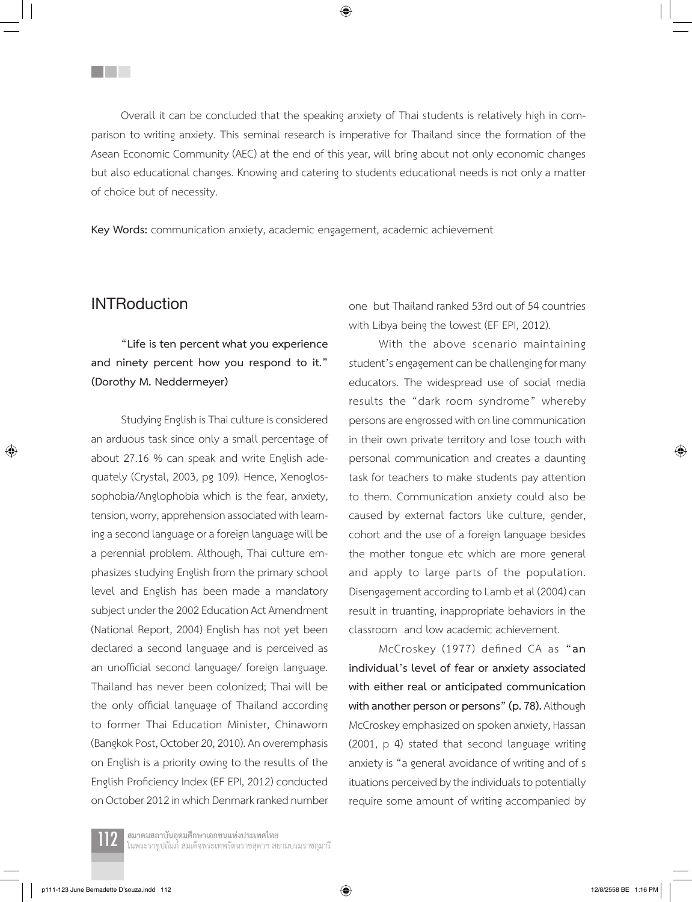Overall it can be concluded that the speaking anxiety of Thai students is relatively high in comparison to writing anxiety. This seminal research is imperative for Thailand since the formation of the Asean Economic Community (AEC) at the end of this year, will bring about not only economic changes but also educational changes. Knowing and catering to students educational needs is not only a matter of choice but of necessity.

**Key Words:** communication anxiety, academic engagement, academic achievement

## INTRoduction

**"Life is ten percent what you experience and ninety percent how you respond to it." (Dorothy M. Neddermeyer)**

Studying English is Thai culture is considered an arduous task since only a small percentage of about 27.16 % can speak and write English adequately (Crystal, 2003, pg 109). Hence, Xenoglossophobia/Anglophobia which is the fear, anxiety, tension, worry, apprehension associated with learning a second language or a foreign language will be a perennial problem. Although, Thai culture emphasizes studying English from the primary school level and English has been made a mandatory subject under the 2002 Education Act Amendment (National Report, 2004) English has not yet been declared a second language and is perceived as an unofficial second language/ foreign language. Thailand has never been colonized; Thai will be the only official language of Thailand according to former Thai Education Minister, Chinaworn (Bangkok Post, October 20, 2010). An overemphasis on English is a priority owing to the results of the English Proficiency Index (EF EPI, 2012) conducted on October 2012 in which Denmark ranked number one but Thailand ranked 53rd out of 54 countries with Libya being the lowest (EF EPI, 2012).

With the above scenario maintaining student's engagement can be challenging for many educators. The widespread use of social media results the "dark room syndrome" whereby persons are engrossed with on line communication in their own private territory and lose touch with personal communication and creates a daunting task for teachers to make students pay attention to them. Communication anxiety could also be caused by external factors like culture, gender, cohort and the use of a foreign language besides the mother tongue etc which are more general and apply to large parts of the population. Disengagement according to Lamb et al (2004) can result in truanting, inappropriate behaviors in the classroom and low academic achievement.

McCroskey (1977) defined CA as **"an individual's level of fear or anxiety associated with either real or anticipated communication with another person or persons" (p. 78).** Although McCroskey emphasized on spoken anxiety, Hassan (2001, p 4) stated that second language writing anxiety is "a general avoidance of writing and of s ituations perceived by the individuals to potentially require some amount of writing accompanied by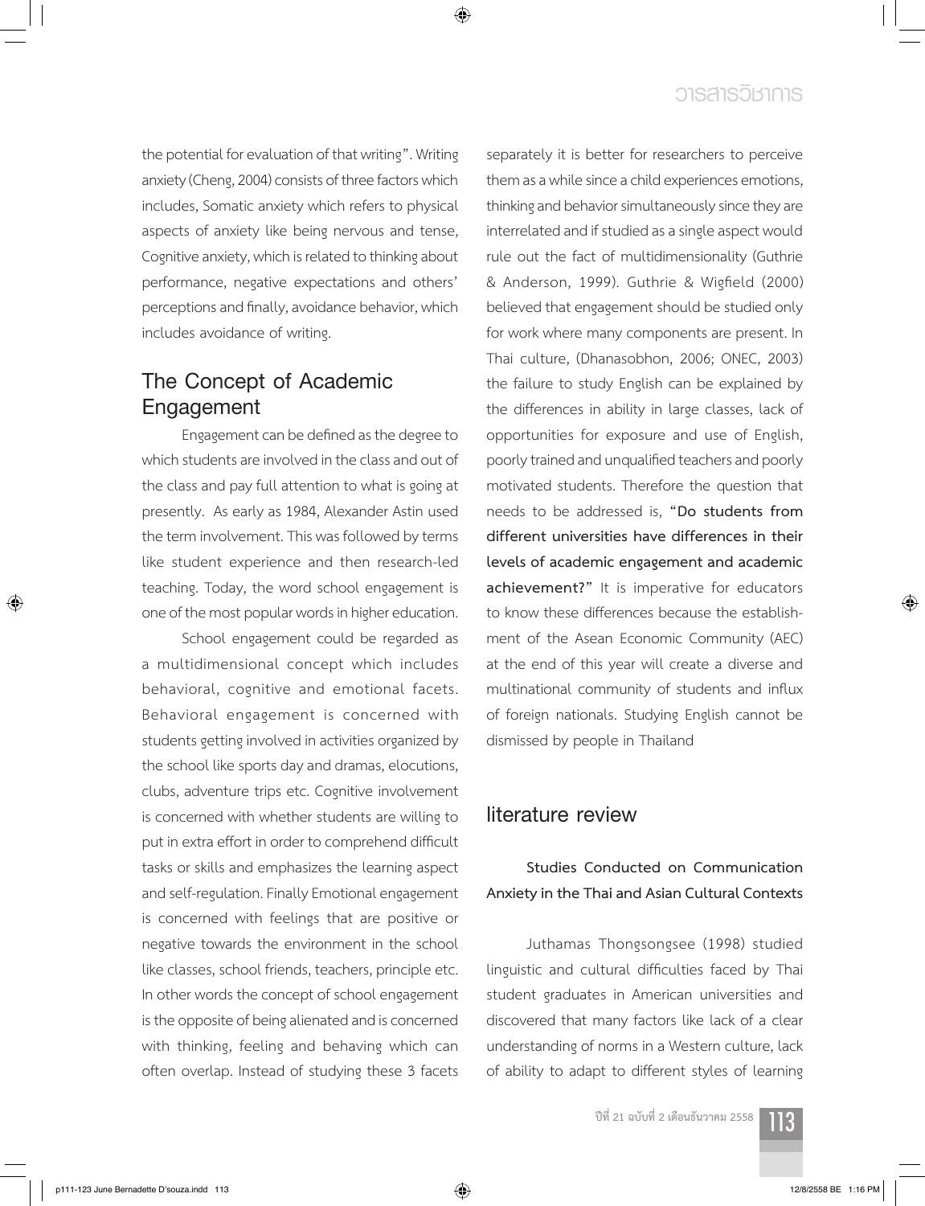the potential for evaluation of that writing". Writing anxiety (Cheng, 2004) consists of three factors which includes, Somatic anxiety which refers to physical aspects of anxiety like being nervous and tense, Cognitive anxiety, which is related to thinking about performance, negative expectations and others' perceptions and finally, avoidance behavior, which includes avoidance of writing.

## The Concept of Academic Engagement

Engagement can be defined as the degree to which students are involved in the class and out of the class and pay full attention to what is going at presently. As early as 1984, Alexander Astin used the term involvement. This was followed by terms like student experience and then research-led teaching. Today, the word school engagement is one of the most popular words in higher education.

School engagement could be regarded as a multidimensional concept which includes behavioral, cognitive and emotional facets. Behavioral engagement is concerned with students getting involved in activities organized by the school like sports day and dramas, elocutions, clubs, adventure trips etc. Cognitive involvement is concerned with whether students are willing to put in extra effort in order to comprehend difficult tasks or skills and emphasizes the learning aspect and self-regulation. Finally Emotional engagement is concerned with feelings that are positive or negative towards the environment in the school like classes, school friends, teachers, principle etc. In other words the concept of school engagement is the opposite of being alienated and is concerned with thinking, feeling and behaving which can often overlap. Instead of studying these 3 facets separately it is better for researchers to perceive them as a while since a child experiences emotions, thinking and behavior simultaneously since they are interrelated and if studied as a single aspect would rule out the fact of multidimensionality (Guthrie & Anderson, 1999). Guthrie & Wigfield (2000) believed that engagement should be studied only for work where many components are present. In Thai culture, (Dhanasobhon, 2006; ONEC, 2003) the failure to study English can be explained by the differences in ability in large classes, lack of opportunities for exposure and use of English, poorly trained and unqualified teachers and poorly motivated students. Therefore the question that needs to be addressed is, **"Do students from different universities have differences in their levels of academic engagement and academic achievement?"** It is imperative for educators to know these differences because the establishment of the Asean Economic Community (AEC) at the end of this year will create a diverse and multinational community of students and influx of foreign nationals. Studying English cannot be dismissed by people in Thailand

## literature review

### Studies Conducted on Communication Anxiety in the Thai and Asian Cultural Contexts

Juthamas Thongsongsee (1998) studied linguistic and cultural difficulties faced by Thai student graduates in American universities and discovered that many factors like lack of a clear understanding of norms in a Western culture, lack of ability to adapt to different styles of learning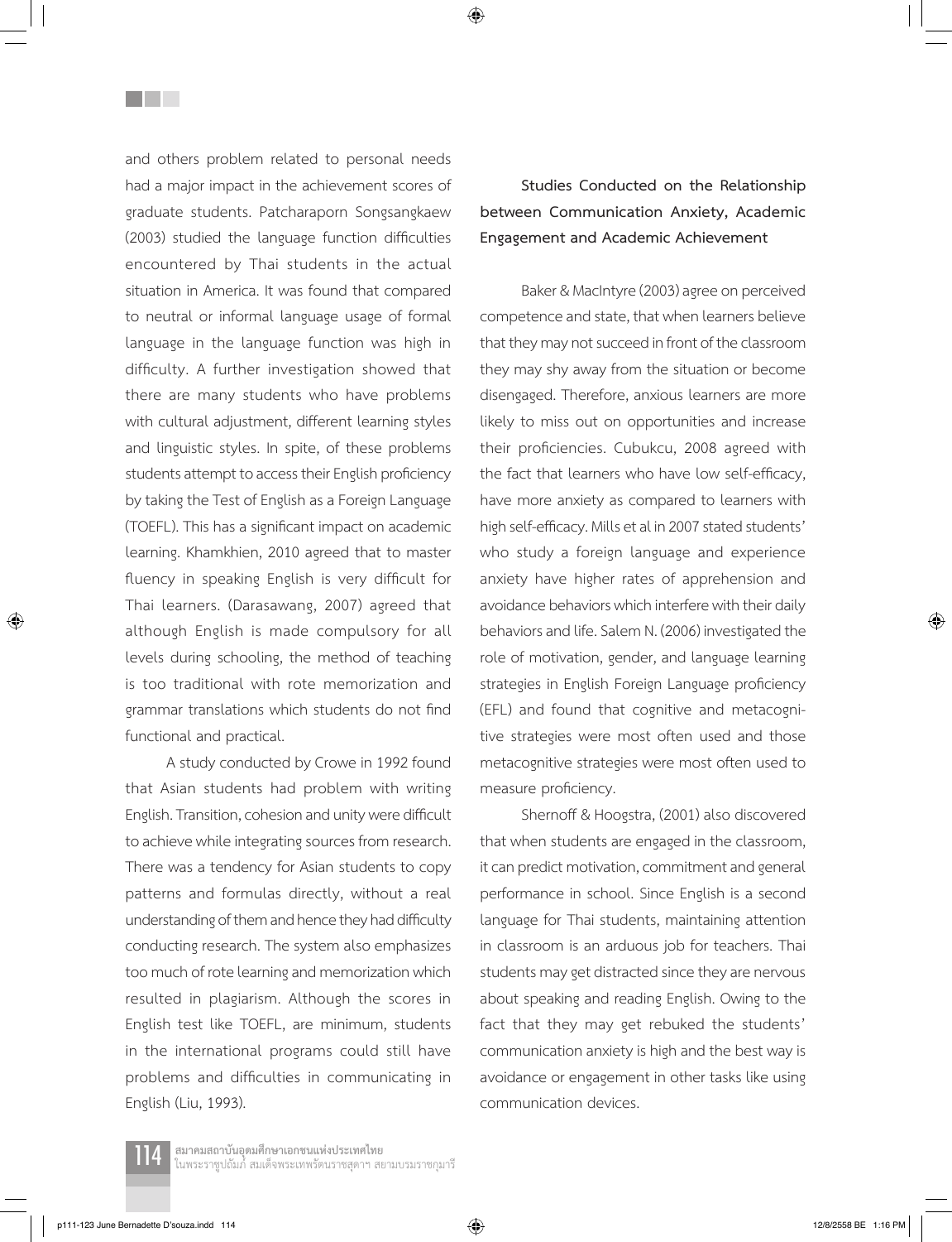and others problem related to personal needs had a major impact in the achievement scores of graduate students. Patcharaporn Songsangkaew (2003) studied the language function difficulties encountered by Thai students in the actual situation in America. It was found that compared to neutral or informal language usage of formal language in the language function was high in difficulty. A further investigation showed that there are many students who have problems with cultural adjustment, different learning styles and linguistic styles. In spite, of these problems students attempt to access their English proficiency by taking the Test of English as a Foreign Language (TOEFL). This has a significant impact on academic learning. Khamkhien, 2010 agreed that to master fluency in speaking English is very difficult for Thai learners. (Darasawang, 2007) agreed that although English is made compulsory for all levels during schooling, the method of teaching is too traditional with rote memorization and grammar translations which students do not find functional and practical.

A study conducted by Crowe in 1992 found that Asian students had problem with writing English. Transition, cohesion and unity were difficult to achieve while integrating sources from research. There was a tendency for Asian students to copy patterns and formulas directly, without a real understanding of them and hence they had difficulty conducting research. The system also emphasizes too much of rote learning and memorization which resulted in plagiarism. Although the scores in English test like TOEFL, are minimum, students in the international programs could still have problems and difficulties in communicating in English (Liu, 1993).

### Studies Conducted on the Relationship between Communication Anxiety, Academic Engagement and Academic Achievement

Baker & MacIntyre (2003) agree on perceived competence and state, that when learners believe that they may not succeed in front of the classroom they may shy away from the situation or become disengaged. Therefore, anxious learners are more likely to miss out on opportunities and increase their proficiencies. Cubukcu, 2008 agreed with the fact that learners who have low self-efficacy, have more anxiety as compared to learners with high self-efficacy. Mills et al in 2007 stated students' who study a foreign language and experience anxiety have higher rates of apprehension and avoidance behaviors which interfere with their daily behaviors and life. Salem N. (2006) investigated the role of motivation, gender, and language learning strategies in English Foreign Language proficiency (EFL) and found that cognitive and metacognitive strategies were most often used and those metacognitive strategies were most often used to measure proficiency.

Shernoff & Hoogstra, (2001) also discovered that when students are engaged in the classroom, it can predict motivation, commitment and general performance in school. Since English is a second language for Thai students, maintaining attention in classroom is an arduous job for teachers. Thai students may get distracted since they are nervous about speaking and reading English. Owing to the fact that they may get rebuked the students' communication anxiety is high and the best way is avoidance or engagement in other tasks like using communication devices.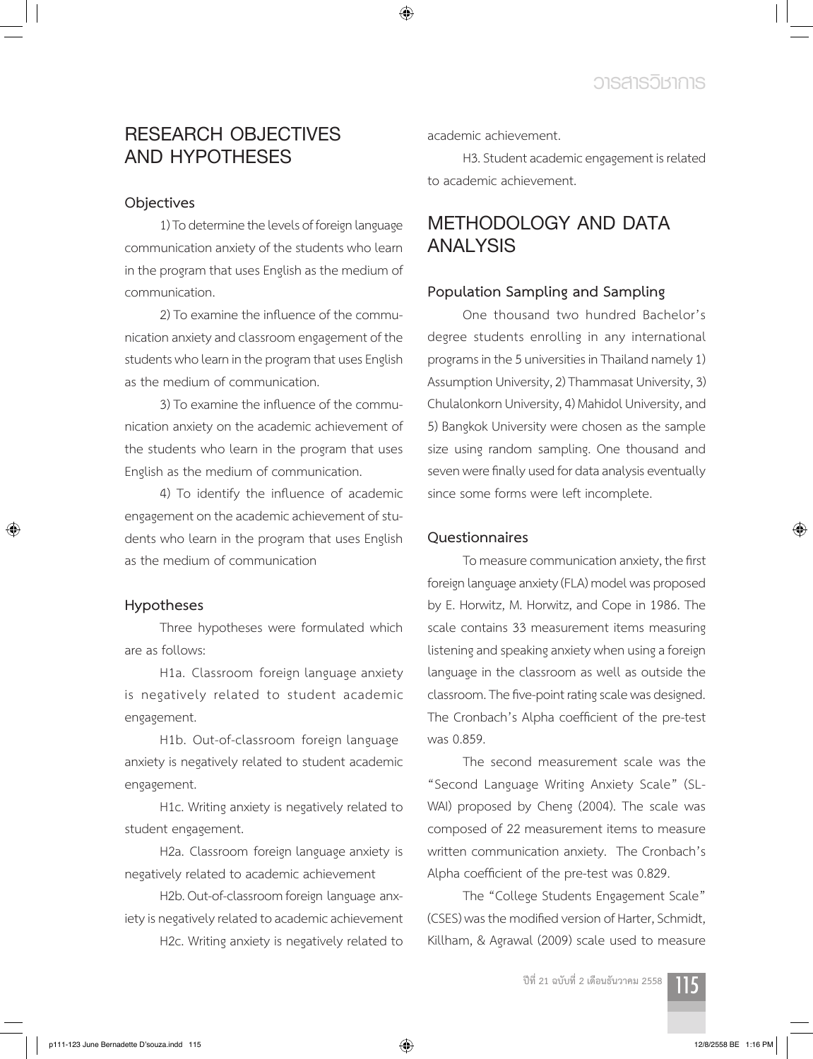## RESEARCH OBJECTIVES AND HYPOTHESES

### Objectives

1) To determine the levels of foreign language communication anxiety of the students who learn in the program that uses English as the medium of communication.

2) To examine the influence of the communication anxiety and classroom engagement of the students who learn in the program that uses English as the medium of communication.

3) To examine the influence of the communication anxiety on the academic achievement of the students who learn in the program that uses English as the medium of communication.

4) To identify the influence of academic engagement on the academic achievement of students who learn in the program that uses English as the medium of communication

### Hypotheses

Three hypotheses were formulated which are as follows:

H1a. Classroom foreign language anxiety is negatively related to student academic engagement.

H1b. Out-of-classroom foreign language anxiety is negatively related to student academic engagement.

H1c. Writing anxiety is negatively related to student engagement.

H2a. Classroom foreign language anxiety is negatively related to academic achievement

H2b. Out-of-classroom foreign language anxiety is negatively related to academic achievement

H2c. Writing anxiety is negatively related to academic achievement.

H3. Student academic engagement is related to academic achievement.

## METHODOLOGY AND DATA ANALYSIS

### Population Sampling and Sampling

One thousand two hundred Bachelor's degree students enrolling in any international programs in the 5 universities in Thailand namely 1) Assumption University, 2) Thammasat University, 3) Chulalonkorn University, 4) Mahidol University, and 5) Bangkok University were chosen as the sample size using random sampling. One thousand and seven were finally used for data analysis eventually since some forms were left incomplete.

### Questionnaires

To measure communication anxiety, the first foreign language anxiety (FLA) model was proposed by E. Horwitz, M. Horwitz, and Cope in 1986. The scale contains 33 measurement items measuring listening and speaking anxiety when using a foreign language in the classroom as well as outside the classroom. The five-point rating scale was designed. The Cronbach's Alpha coefficient of the pre-test was 0.859.

The second measurement scale was the "Second Language Writing Anxiety Scale" (SL-WAI) proposed by Cheng (2004). The scale was composed of 22 measurement items to measure written communication anxiety. The Cronbach's Alpha coefficient of the pre-test was 0.829.

The "College Students Engagement Scale" (CSES) was the modified version of Harter, Schmidt, Killham, & Agrawal (2009) scale used to measure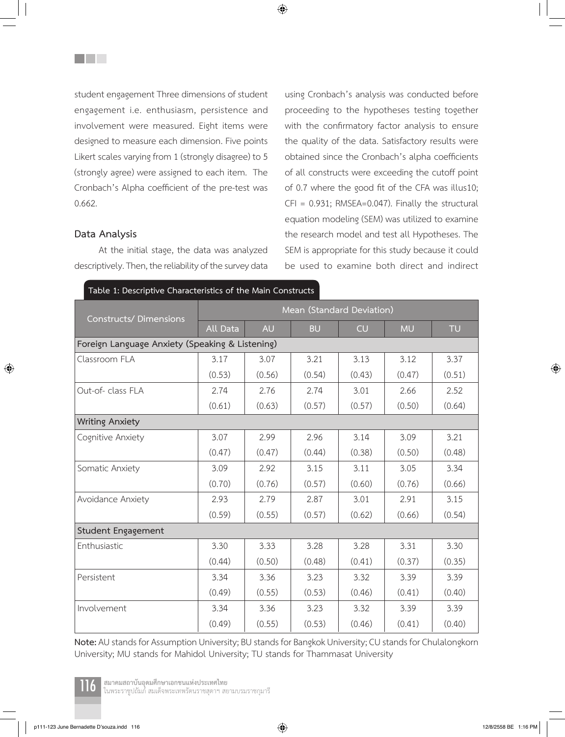student engagement Three dimensions of student engagement i.e. enthusiasm, persistence and involvement were measured. Eight items were designed to measure each dimension. Five points Likert scales varying from 1 (strongly disagree) to 5 (strongly agree) were assigned to each item. The Cronbach's Alpha coefficient of the pre-test was 0.662.

### Data Analysis

At the initial stage, the data was analyzed descriptively. Then, the reliability of the survey data using Cronbach's analysis was conducted before proceeding to the hypotheses testing together with the confirmatory factor analysis to ensure the quality of the data. Satisfactory results were obtained since the Cronbach's alpha coefficients of all constructs were exceeding the cutoff point of 0.7 where the good fit of the CFA was illus10; CFI = 0.931; RMSEA=0.047). Finally the structural equation modeling (SEM) was utilized to examine the research model and test all Hypotheses. The SEM is appropriate for this study because it could be used to examine both direct and indirect

**Table 1: Descriptive Characteristics of the Main Constructs**

| Constructs/ Dimensions | Mean (Standard Deviation) | | | | | |
|---|---|---|---|---|---|---|
| | All Data | AU | BU | CU | MU | TU |
| **Foreign Language Anxiety (Speaking & Listening)** | | | | | | |
| Classroom FLA | 3.17 (0.53) | 3.07 (0.56) | 3.21 (0.54) | 3.13 (0.43) | 3.12 (0.47) | 3.37 (0.51) |
| Out-of- class FLA | 2.74 (0.61) | 2.76 (0.63) | 2.74 (0.57) | 3.01 (0.57) | 2.66 (0.50) | 2.52 (0.64) |
| **Writing Anxiety** | | | | | | |
| Cognitive Anxiety | 3.07 (0.47) | 2.99 (0.47) | 2.96 (0.44) | 3.14 (0.38) | 3.09 (0.50) | 3.21 (0.48) |
| Somatic Anxiety | 3.09 (0.70) | 2.92 (0.76) | 3.15 (0.57) | 3.11 (0.60) | 3.05 (0.76) | 3.34 (0.66) |
| Avoidance Anxiety | 2.93 (0.59) | 2.79 (0.55) | 2.87 (0.57) | 3.01 (0.62) | 2.91 (0.66) | 3.15 (0.54) |
| **Student Engagement** | | | | | | |
| Enthusiastic | 3.30 (0.44) | 3.33 (0.50) | 3.28 (0.48) | 3.28 (0.41) | 3.31 (0.37) | 3.30 (0.35) |
| Persistent | 3.34 (0.49) | 3.36 (0.55) | 3.23 (0.53) | 3.32 (0.46) | 3.39 (0.41) | 3.39 (0.40) |
| Involvement | 3.34 (0.49) | 3.36 (0.55) | 3.23 (0.53) | 3.32 (0.46) | 3.39 (0.41) | 3.39 (0.40) |

**Note:** AU stands for Assumption University; BU stands for Bangkok University; CU stands for Chulalongkorn University; MU stands for Mahidol University; TU stands for Thammasat University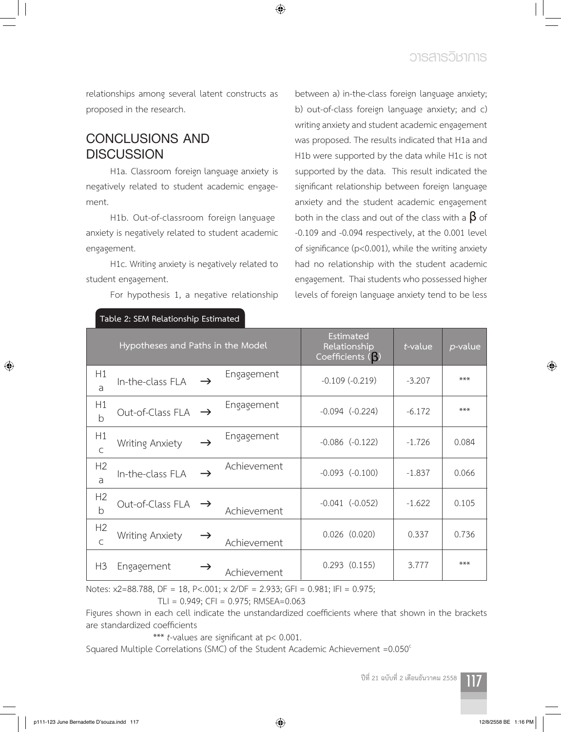relationships among several latent constructs as proposed in the research.

## CONCLUSIONS AND DISCUSSION

H1a. Classroom foreign language anxiety is negatively related to student academic engagement.

H1b. Out-of-classroom foreign language anxiety is negatively related to student academic engagement.

H1c. Writing anxiety is negatively related to student engagement.

For hypothesis 1, a negative relationship between a) in-the-class foreign language anxiety; b) out-of-class foreign language anxiety; and c) writing anxiety and student academic engagement was proposed. The results indicated that H1a and H1b were supported by the data while H1c is not supported by the data. This result indicated the significant relationship between foreign language anxiety and the student academic engagement both in the class and out of the class with a β of -0.109 and -0.094 respectively, at the 0.001 level of significance ($p<0.001$), while the writing anxiety had no relationship with the student academic engagement. Thai students who possessed higher levels of foreign language anxiety tend to be less

**Table 2: SEM Relationship Estimated**

| Hypotheses and Paths in the Model | | | | Estimated Relationship Coefficients (β) | *t*-value | *p*-value |
|---|---|---|---|---|---|---|
| H1a | In-the-class FLA | → | Engagement | -0.109 (-0.219) | -3.207 | *** |
| H1b | Out-of-Class FLA | → | Engagement | -0.094 (-0.224) | -6.172 | *** |
| H1c | Writing Anxiety | → | Engagement | -0.086 (-0.122) | -1.726 | 0.084 |
| H2a | In-the-class FLA | → | Achievement | -0.093 (-0.100) | -1.837 | 0.066 |
| H2b | Out-of-Class FLA | → | Achievement | -0.041 (-0.052) | -1.622 | 0.105 |
| H2c | Writing Anxiety | → | Achievement | 0.026 (0.020) | 0.337 | 0.736 |
| H3 | Engagement | → | Achievement | 0.293 (0.155) | 3.777 | *** |

Notes: x2=88.788, DF = 18, P<.001; x 2/DF = 2.933; GFI = 0.981; IFI = 0.975; TLI = 0.949; CFI = 0.975; RMSEA=0.063

Figures shown in each cell indicate the unstandardized coefficients where that shown in the brackets are standardized coefficients

*** *t*-values are significant at $p< 0.001$.

Squared Multiple Correlations (SMC) of the Student Academic Achievement =0.050[c]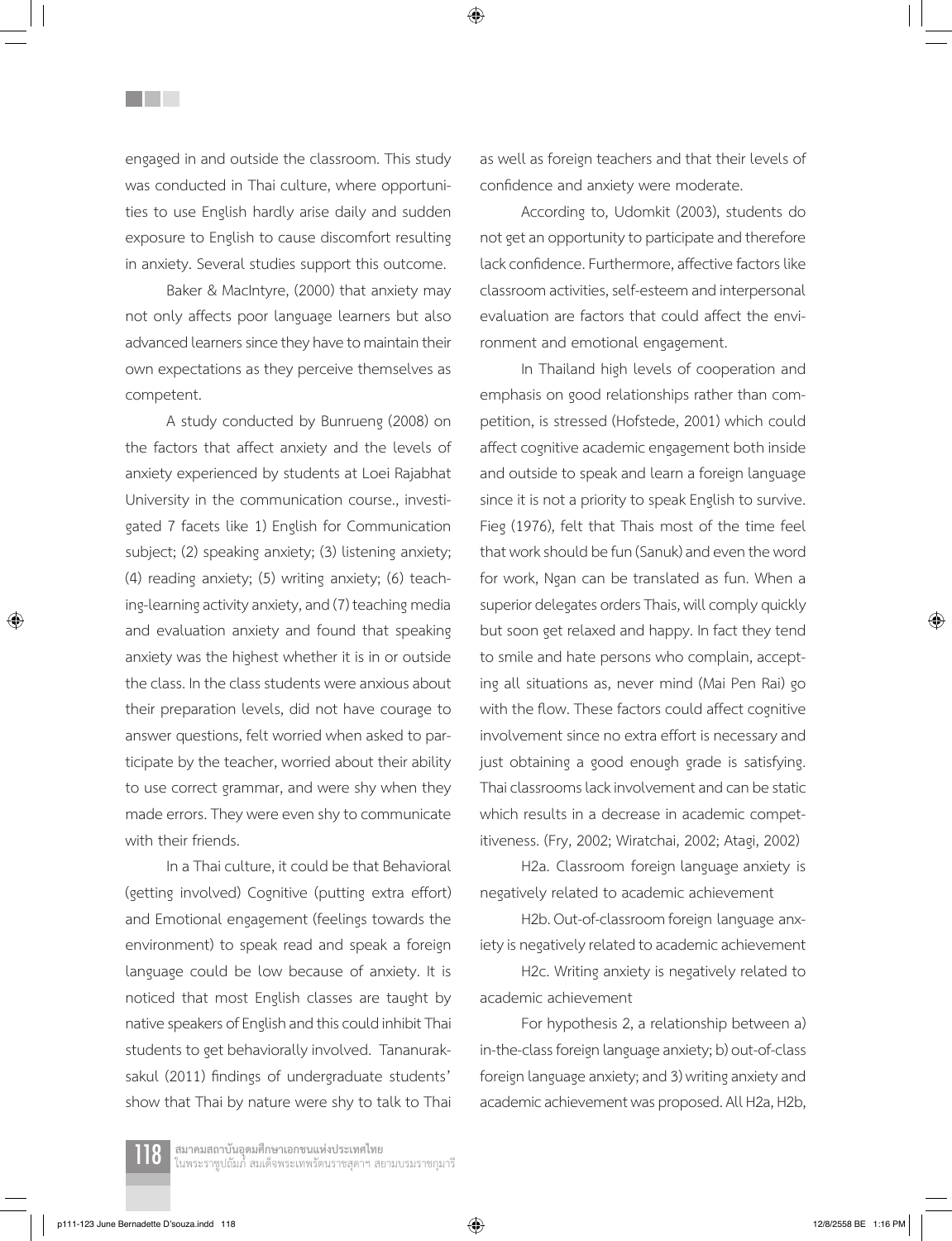engaged in and outside the classroom. This study was conducted in Thai culture, where opportunities to use English hardly arise daily and sudden exposure to English to cause discomfort resulting in anxiety. Several studies support this outcome.

Baker & MacIntyre, (2000) that anxiety may not only affects poor language learners but also advanced learners since they have to maintain their own expectations as they perceive themselves as competent.

A study conducted by Bunrueng (2008) on the factors that affect anxiety and the levels of anxiety experienced by students at Loei Rajabhat University in the communication course., investigated 7 facets like 1) English for Communication subject; (2) speaking anxiety; (3) listening anxiety; (4) reading anxiety; (5) writing anxiety; (6) teaching-learning activity anxiety, and (7) teaching media and evaluation anxiety and found that speaking anxiety was the highest whether it is in or outside the class. In the class students were anxious about their preparation levels, did not have courage to answer questions, felt worried when asked to participate by the teacher, worried about their ability to use correct grammar, and were shy when they made errors. They were even shy to communicate with their friends.

In a Thai culture, it could be that Behavioral (getting involved) Cognitive (putting extra effort) and Emotional engagement (feelings towards the environment) to speak read and speak a foreign language could be low because of anxiety. It is noticed that most English classes are taught by native speakers of English and this could inhibit Thai students to get behaviorally involved. Tananuraksakul (2011) findings of undergraduate students' show that Thai by nature were shy to talk to Thai as well as foreign teachers and that their levels of confidence and anxiety were moderate.

According to, Udomkit (2003), students do not get an opportunity to participate and therefore lack confidence. Furthermore, affective factors like classroom activities, self-esteem and interpersonal evaluation are factors that could affect the environment and emotional engagement.

In Thailand high levels of cooperation and emphasis on good relationships rather than competition, is stressed (Hofstede, 2001) which could affect cognitive academic engagement both inside and outside to speak and learn a foreign language since it is not a priority to speak English to survive. Fieg (1976), felt that Thais most of the time feel that work should be fun (Sanuk) and even the word for work, Ngan can be translated as fun. When a superior delegates orders Thais, will comply quickly but soon get relaxed and happy. In fact they tend to smile and hate persons who complain, accepting all situations as, never mind (Mai Pen Rai) go with the flow. These factors could affect cognitive involvement since no extra effort is necessary and just obtaining a good enough grade is satisfying. Thai classrooms lack involvement and can be static which results in a decrease in academic competitiveness. (Fry, 2002; Wiratchai, 2002; Atagi, 2002)

H2a. Classroom foreign language anxiety is negatively related to academic achievement

H2b. Out-of-classroom foreign language anxiety is negatively related to academic achievement

H2c. Writing anxiety is negatively related to academic achievement

For hypothesis 2, a relationship between a) in-the-class foreign language anxiety; b) out-of-class foreign language anxiety; and 3) writing anxiety and academic achievement was proposed. All H2a, H2b,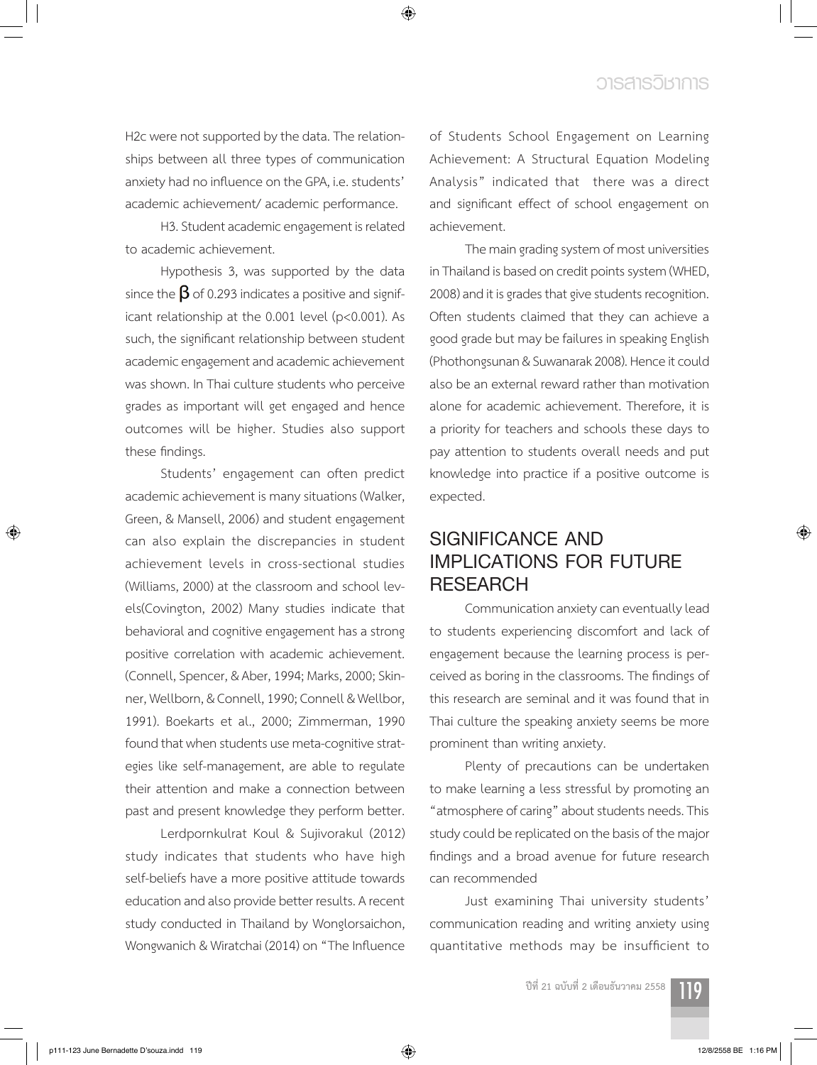H2c were not supported by the data. The relationships between all three types of communication anxiety had no influence on the GPA, i.e. students' academic achievement/ academic performance.

H3. Student academic engagement is related to academic achievement.

Hypothesis 3, was supported by the data since the $\beta$ of 0.293 indicates a positive and significant relationship at the 0.001 level ($p<0.001$). As such, the significant relationship between student academic engagement and academic achievement was shown. In Thai culture students who perceive grades as important will get engaged and hence outcomes will be higher. Studies also support these findings.

Students' engagement can often predict academic achievement is many situations (Walker, Green, & Mansell, 2006) and student engagement can also explain the discrepancies in student achievement levels in cross-sectional studies (Williams, 2000) at the classroom and school levels(Covington, 2002) Many studies indicate that behavioral and cognitive engagement has a strong positive correlation with academic achievement. (Connell, Spencer, & Aber, 1994; Marks, 2000; Skinner, Wellborn, & Connell, 1990; Connell & Wellbor, 1991). Boekarts et al., 2000; Zimmerman, 1990 found that when students use meta-cognitive strategies like self-management, are able to regulate their attention and make a connection between past and present knowledge they perform better.

Lerdpornkulrat Koul & Sujivorakul (2012) study indicates that students who have high self-beliefs have a more positive attitude towards education and also provide better results. A recent study conducted in Thailand by Wonglorsaichon, Wongwanich & Wiratchai (2014) on "The Influence of Students School Engagement on Learning Achievement: A Structural Equation Modeling Analysis" indicated that there was a direct and significant effect of school engagement on achievement.

The main grading system of most universities in Thailand is based on credit points system (WHED, 2008) and it is grades that give students recognition. Often students claimed that they can achieve a good grade but may be failures in speaking English (Phothongsunan & Suwanarak 2008). Hence it could also be an external reward rather than motivation alone for academic achievement. Therefore, it is a priority for teachers and schools these days to pay attention to students overall needs and put knowledge into practice if a positive outcome is expected.

## SIGNIFICANCE AND IMPLICATIONS FOR FUTURE RESEARCH

Communication anxiety can eventually lead to students experiencing discomfort and lack of engagement because the learning process is perceived as boring in the classrooms. The findings of this research are seminal and it was found that in Thai culture the speaking anxiety seems be more prominent than writing anxiety.

Plenty of precautions can be undertaken to make learning a less stressful by promoting an "atmosphere of caring" about students needs. This study could be replicated on the basis of the major findings and a broad avenue for future research can recommended

Just examining Thai university students' communication reading and writing anxiety using quantitative methods may be insufficient to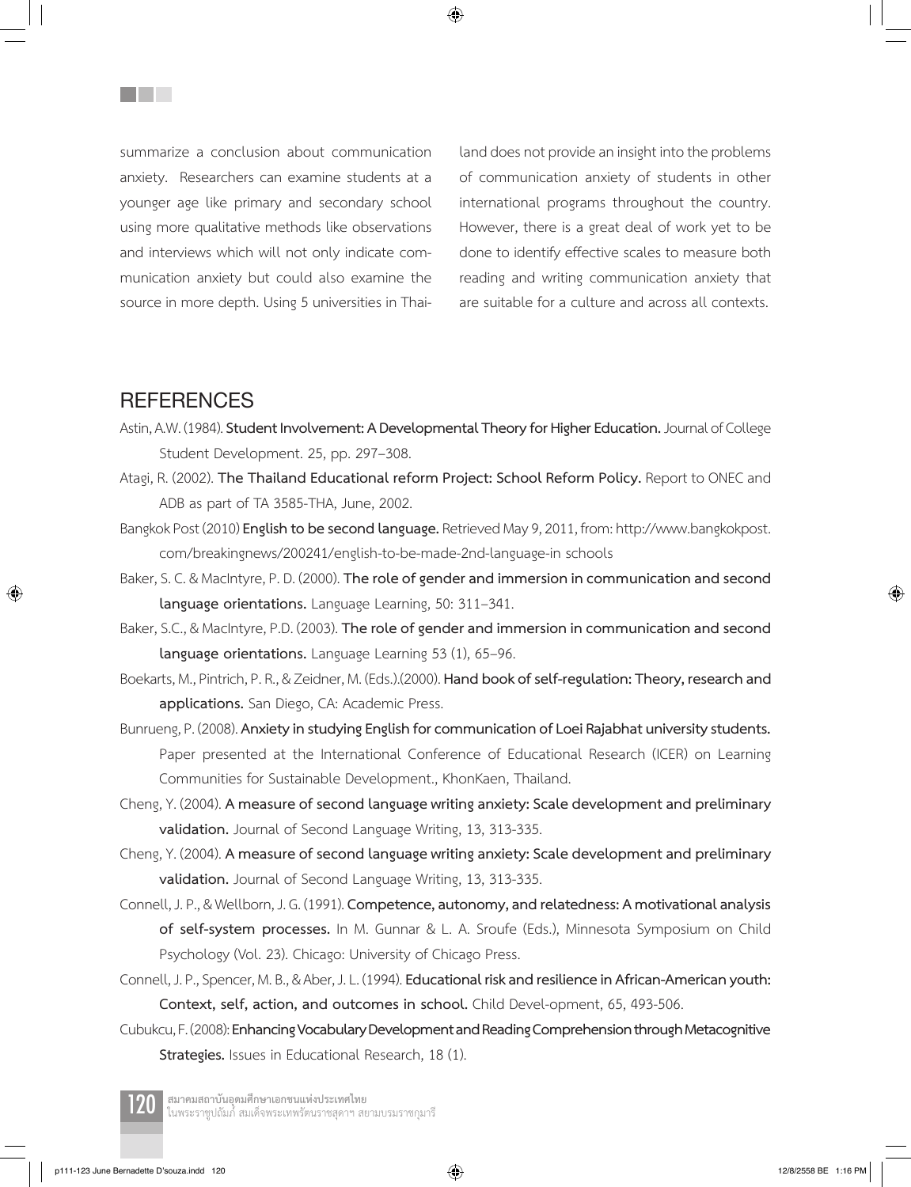summarize a conclusion about communication anxiety. Researchers can examine students at a younger age like primary and secondary school using more qualitative methods like observations and interviews which will not only indicate communication anxiety but could also examine the source in more depth. Using 5 universities in Thailand does not provide an insight into the problems of communication anxiety of students in other international programs throughout the country. However, there is a great deal of work yet to be done to identify effective scales to measure both reading and writing communication anxiety that are suitable for a culture and across all contexts.

## REFERENCES

Astin, A.W. (1984). **Student Involvement: A Developmental Theory for Higher Education.** Journal of College Student Development. 25, pp. 297–308.

Atagi, R. (2002). **The Thailand Educational reform Project: School Reform Policy.** Report to ONEC and ADB as part of TA 3585-THA, June, 2002.

Bangkok Post (2010) **English to be second language.** Retrieved May 9, 2011, from: http://www.bangkokpost.com/breakingnews/200241/english-to-be-made-2nd-language-in schools

Baker, S. C. & MacIntyre, P. D. (2000). **The role of gender and immersion in communication and second language orientations.** Language Learning, 50: 311–341.

Baker, S.C., & MacIntyre, P.D. (2003). **The role of gender and immersion in communication and second language orientations.** Language Learning 53 (1), 65–96.

Boekarts, M., Pintrich, P. R., & Zeidner, M. (Eds.).(2000). **Hand book of self-regulation: Theory, research and applications.** San Diego, CA: Academic Press.

Bunrueng, P. (2008). **Anxiety in studying English for communication of Loei Rajabhat university students.** Paper presented at the International Conference of Educational Research (ICER) on Learning Communities for Sustainable Development., KhonKaen, Thailand.

Cheng, Y. (2004). **A measure of second language writing anxiety: Scale development and preliminary validation.** Journal of Second Language Writing, 13, 313-335.

Cheng, Y. (2004). **A measure of second language writing anxiety: Scale development and preliminary validation.** Journal of Second Language Writing, 13, 313-335.

Connell, J. P., & Wellborn, J. G. (1991). **Competence, autonomy, and relatedness: A motivational analysis of self-system processes.** In M. Gunnar & L. A. Sroufe (Eds.), Minnesota Symposium on Child Psychology (Vol. 23). Chicago: University of Chicago Press.

Connell, J. P., Spencer, M. B., & Aber, J. L. (1994). **Educational risk and resilience in African-American youth: Context, self, action, and outcomes in school.** Child Devel-opment, 65, 493-506.

Cubukcu, F. (2008): **Enhancing Vocabulary Development and Reading Comprehension through Metacognitive Strategies.** Issues in Educational Research, 18 (1).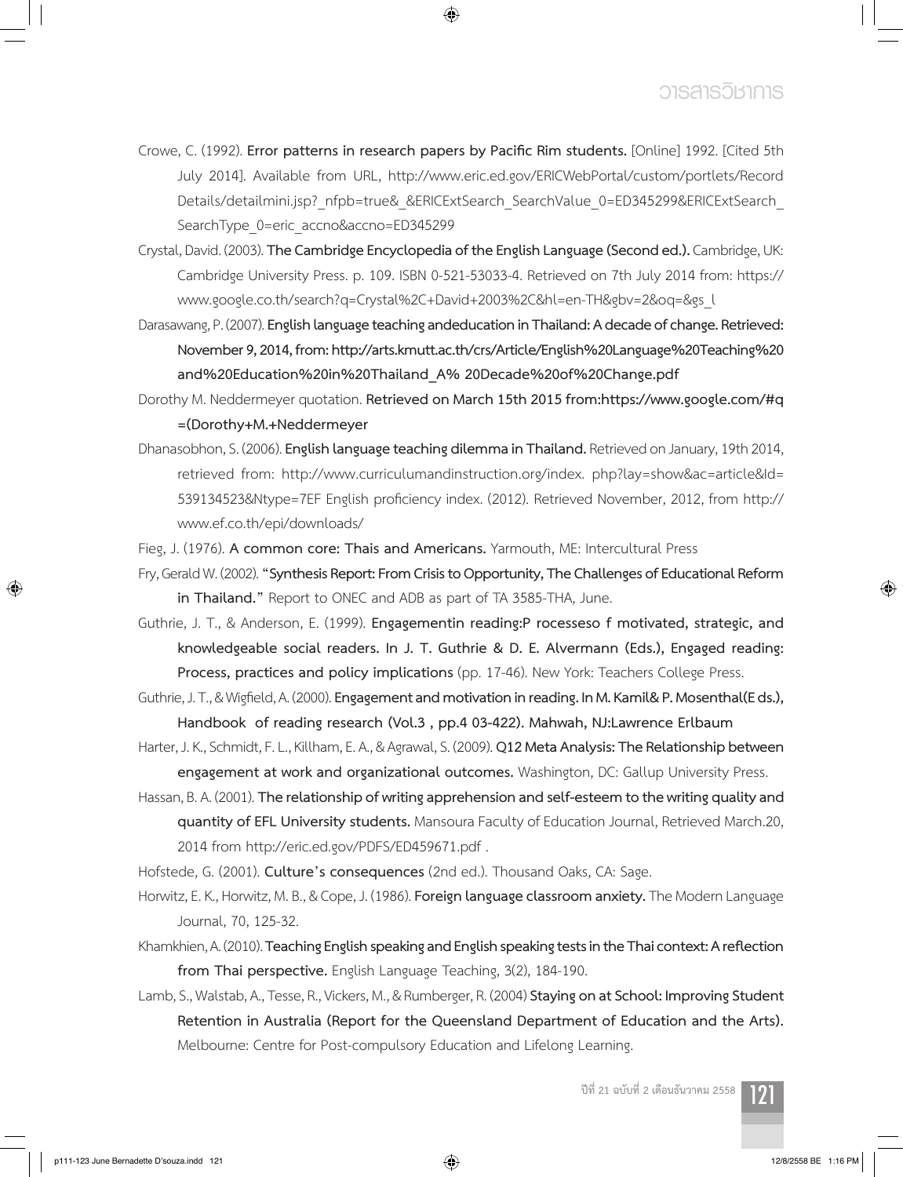Crowe, C. (1992). **Error patterns in research papers by Pacific Rim students.** [Online] 1992. [Cited 5th July 2014]. Available from URL, http://www.eric.ed.gov/ERICWebPortal/custom/portlets/Record Details/detailmini.jsp?_nfpb=true&_&ERICExtSearch_SearchValue_0=ED345299&ERICExtSearch_SearchType_0=eric_accno&accno=ED345299

Crystal, David. (2003). **The Cambridge Encyclopedia of the English Language (Second ed.).** Cambridge, UK: Cambridge University Press. p. 109. ISBN 0-521-53033-4. Retrieved on 7th July 2014 from: https://www.google.co.th/search?q=Crystal%2C+David+2003%2C&hl=en-TH&gbv=2&oq=&gs_l

Darasawang, P. (2007). **English language teaching andeducation in Thailand: A decade of change. Retrieved: November 9, 2014, from: http://arts.kmutt.ac.th/crs/Article/English%20Language%20Teaching%20and%20Education%20in%20Thailand_A% 20Decade%20of%20Change.pdf**

Dorothy M. Neddermeyer quotation. **Retrieved on March 15th 2015 from:https://www.google.com/#q=(Dorothy+M.+Neddermeyer**

Dhanasobhon, S. (2006). **English language teaching dilemma in Thailand.** Retrieved on January, 19th 2014, retrieved from: http://www.curriculumandinstruction.org/index. php?lay=show&ac=article&Id=539134523&Ntype=7EF English proficiency index. (2012). Retrieved November, 2012, from http://www.ef.co.th/epi/downloads/

Fieg, J. (1976). **A common core: Thais and Americans.** Yarmouth, ME: Intercultural Press

Fry, Gerald W. (2002). **"Synthesis Report: From Crisis to Opportunity, The Challenges of Educational Reform in Thailand."** Report to ONEC and ADB as part of TA 3585-THA, June.

Guthrie, J. T., & Anderson, E. (1999). **Engagementin reading:P rocesseso f motivated, strategic, and knowledgeable social readers. In J. T. Guthrie & D. E. Alvermann (Eds.), Engaged reading: Process, practices and policy implications** (pp. 17-46). New York: Teachers College Press.

Guthrie, J. T., & Wigfield, A. (2000). **Engagement and motivation in reading. In M. Kamil& P. Mosenthal(E ds.), Handbook of reading research (Vol.3 , pp.4 03-422). Mahwah, NJ:Lawrence Erlbaum**

Harter, J. K., Schmidt, F. L., Killham, E. A., & Agrawal, S. (2009). **Q12 Meta Analysis: The Relationship between engagement at work and organizational outcomes.** Washington, DC: Gallup University Press.

Hassan, B. A. (2001). **The relationship of writing apprehension and self-esteem to the writing quality and quantity of EFL University students.** Mansoura Faculty of Education Journal, Retrieved March.20, 2014 from http://eric.ed.gov/PDFS/ED459671.pdf .

Hofstede, G. (2001). **Culture's consequences** (2nd ed.). Thousand Oaks, CA: Sage.

Horwitz, E. K., Horwitz, M. B., & Cope, J. (1986). **Foreign language classroom anxiety.** The Modern Language Journal, 70, 125-32.

Khamkhien, A. (2010). **Teaching English speaking and English speaking tests in the Thai context: A reflection from Thai perspective.** English Language Teaching, 3(2), 184-190.

Lamb, S., Walstab, A., Tesse, R., Vickers, M., & Rumberger, R. (2004) **Staying on at School: Improving Student Retention in Australia (Report for the Queensland Department of Education and the Arts).** Melbourne: Centre for Post-compulsory Education and Lifelong Learning.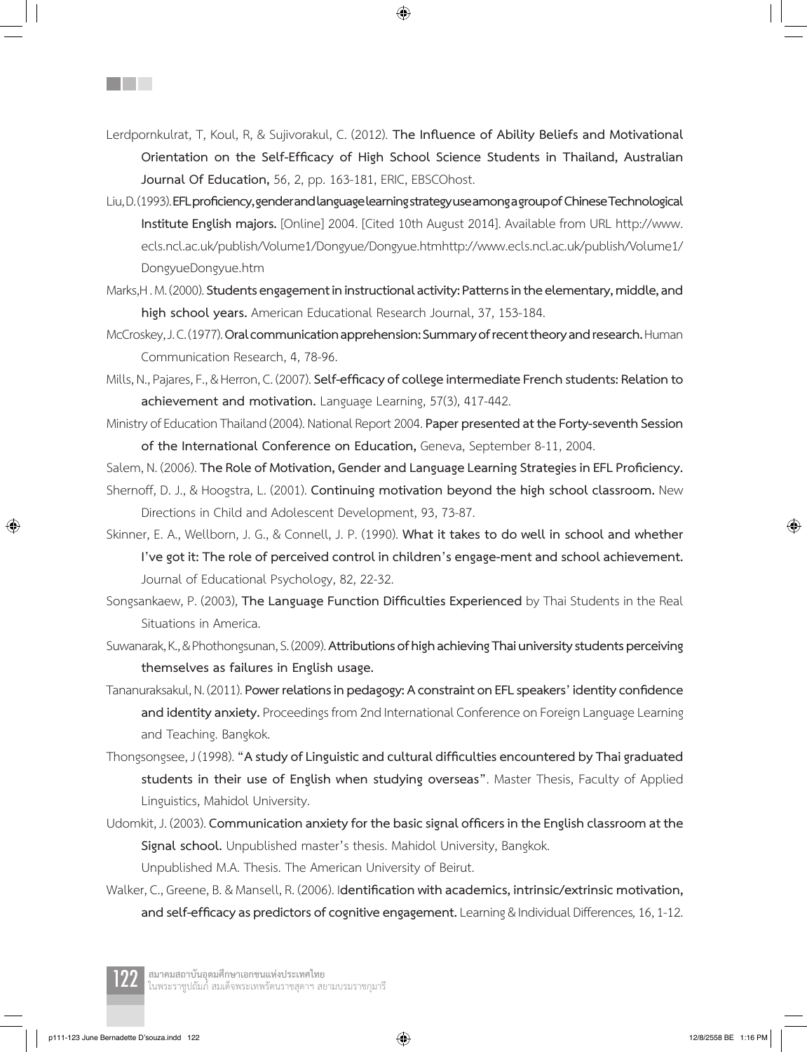Lerdpornkulrat, T, Koul, R, & Sujivorakul, C. (2012). **The Influence of Ability Beliefs and Motivational Orientation on the Self-Efficacy of High School Science Students in Thailand, Australian Journal Of Education,** 56, 2, pp. 163-181, ERIC, EBSCOhost.

Liu, D. (1993). **EFL proficiency, gender and language learning strategy use among a group of Chinese Technological Institute English majors.** [Online] 2004. [Cited 10th August 2014]. Available from URL http://www.ecls.ncl.ac.uk/publish/Volume1/Dongyue/Dongyue.htmhttp://www.ecls.ncl.ac.uk/publish/Volume1/DongyueDongyue.htm

Marks,H . M. (2000). **Students engagement in instructional activity: Patterns in the elementary, middle, and high school years.** American Educational Research Journal, 37, 153-184.

McCroskey, J. C. (1977). **Oral communication apprehension: Summary of recent theory and research.** Human Communication Research, 4, 78-96.

Mills, N., Pajares, F., & Herron, C. (2007). **Self-efficacy of college intermediate French students: Relation to achievement and motivation.** Language Learning, 57(3), 417-442.

Ministry of Education Thailand (2004). National Report 2004. **Paper presented at the Forty-seventh Session of the International Conference on Education,** Geneva, September 8-11, 2004.

Salem, N. (2006). **The Role of Motivation, Gender and Language Learning Strategies in EFL Proficiency.**

Shernoff, D. J., & Hoogstra, L. (2001). **Continuing motivation beyond the high school classroom.** New Directions in Child and Adolescent Development, 93, 73-87.

Skinner, E. A., Wellborn, J. G., & Connell, J. P. (1990). **What it takes to do well in school and whether I've got it: The role of perceived control in children's engage-ment and school achievement.** Journal of Educational Psychology, 82, 22-32.

Songsankaew, P. (2003), **The Language Function Difficulties Experienced** by Thai Students in the Real Situations in America.

Suwanarak, K., & Phothongsunan, S. (2009). **Attributions of high achieving Thai university students perceiving themselves as failures in English usage.**

Tananuraksakul, N. (2011). **Power relations in pedagogy: A constraint on EFL speakers' identity confidence and identity anxiety.** Proceedings from 2nd International Conference on Foreign Language Learning and Teaching. Bangkok.

Thongsongsee, J (1998). **"A study of Linguistic and cultural difficulties encountered by Thai graduated students in their use of English when studying overseas"**. Master Thesis, Faculty of Applied Linguistics, Mahidol University.

Udomkit, J. (2003). **Communication anxiety for the basic signal officers in the English classroom at the Signal school.** Unpublished master's thesis. Mahidol University, Bangkok.

Unpublished M.A. Thesis. The American University of Beirut.

Walker, C., Greene, B. & Mansell, R. (2006). I**dentification with academics, intrinsic/extrinsic motivation, and self-efficacy as predictors of cognitive engagement.** Learning & Individual Differences, 16, 1-12.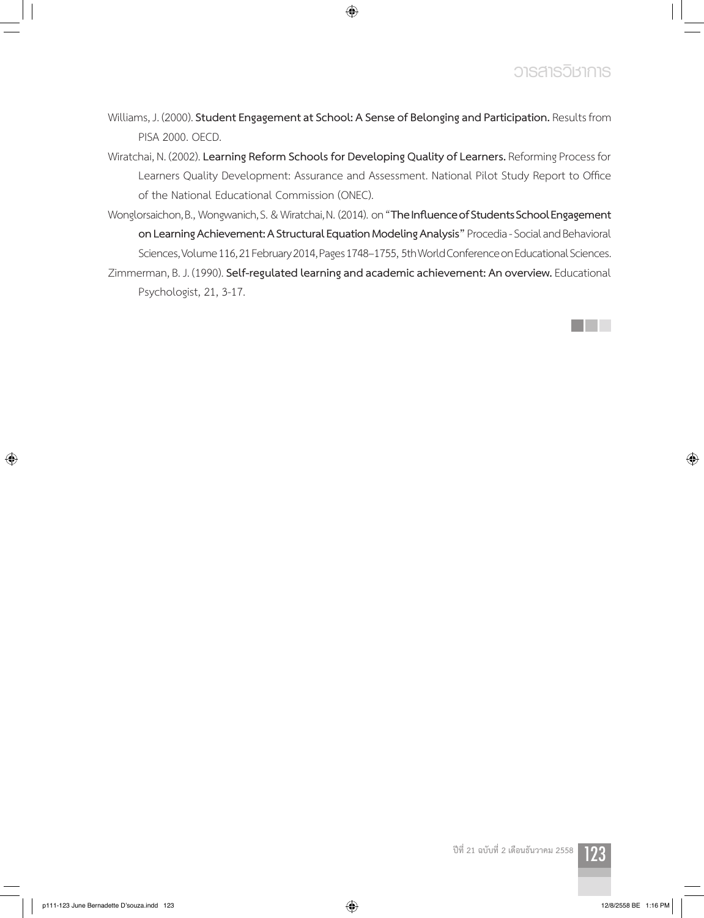Williams, J. (2000). **Student Engagement at School: A Sense of Belonging and Participation.** Results from PISA 2000. OECD.

Wiratchai, N. (2002). **Learning Reform Schools for Developing Quality of Learners.** Reforming Process for Learners Quality Development: Assurance and Assessment. National Pilot Study Report to Office of the National Educational Commission (ONEC).

Wonglorsaichon, B., Wongwanich, S. & Wiratchai, N. (2014). on "**The Influence of Students School Engagement on Learning Achievement: A Structural Equation Modeling Analysis**" Procedia - Social and Behavioral Sciences, Volume 116, 21 February 2014, Pages 1748–1755, 5th World Conference on Educational Sciences.

Zimmerman, B. J. (1990). **Self-regulated learning and academic achievement: An overview.** Educational Psychologist, 21, 3-17.